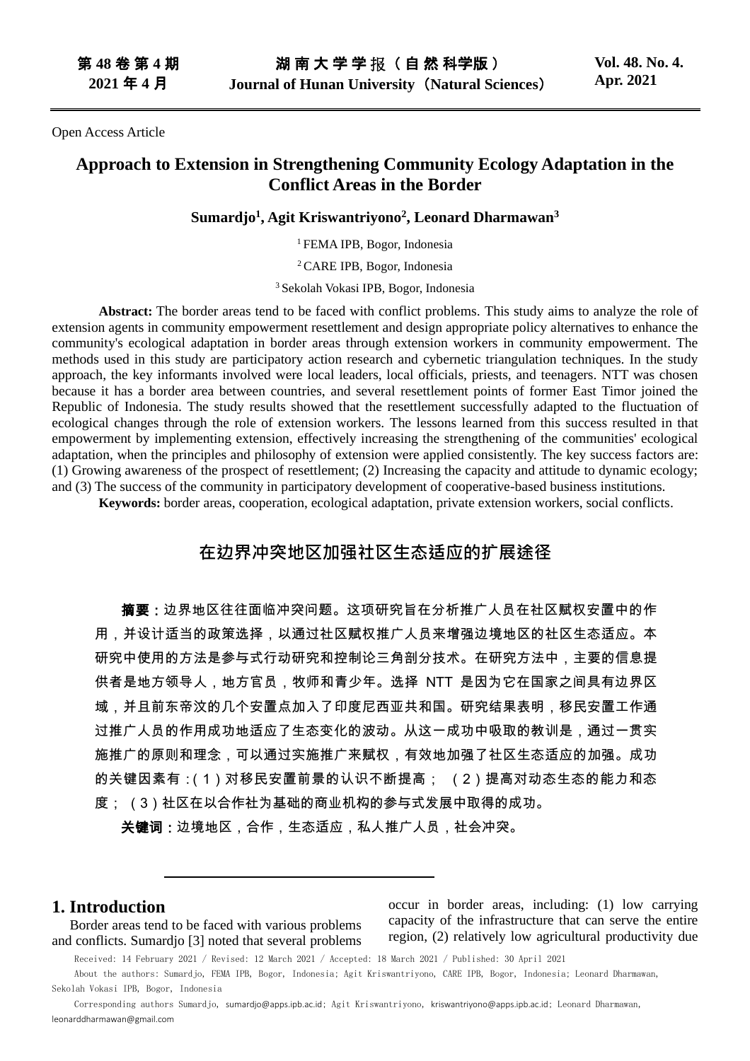Open Access Article

# Approach to Extension in Strengthening Community Ecology Adaptation in the Conflict Areas in the Border

**Sumardjo[1], Agit Kriswantriyono[2], Leonard Dharmawan[3]**

[1] FEMA IPB, Bogor, Indonesia

[2] CARE IPB, Bogor, Indonesia

[3] Sekolah Vokasi IPB, Bogor, Indonesia

**Abstract:** The border areas tend to be faced with conflict problems. This study aims to analyze the role of extension agents in community empowerment resettlement and design appropriate policy alternatives to enhance the community's ecological adaptation in border areas through extension workers in community empowerment. The methods used in this study are participatory action research and cybernetic triangulation techniques. In the study approach, the key informants involved were local leaders, local officials, priests, and teenagers. NTT was chosen because it has a border area between countries, and several resettlement points of former East Timor joined the Republic of Indonesia. The study results showed that the resettlement successfully adapted to the fluctuation of ecological changes through the role of extension workers. The lessons learned from this success resulted in that empowerment by implementing extension, effectively increasing the strengthening of the communities' ecological adaptation, when the principles and philosophy of extension were applied consistently. The key success factors are: (1) Growing awareness of the prospect of resettlement; (2) Increasing the capacity and attitude to dynamic ecology; and (3) The success of the community in participatory development of cooperative-based business institutions.

**Keywords:** border areas, cooperation, ecological adaptation, private extension workers, social conflicts.

# 在边界冲突地区加强社区生态适应的扩展途径

**摘要**：边界地区往往面临冲突问题。这项研究旨在分析推广人员在社区赋权安置中的作用，并设计适当的政策选择，以通过社区赋权推广人员来增强边境地区的社区生态适应。本研究中使用的方法是参与式行动研究和控制论三角剖分技术。在研究方法中，主要的信息提供者是地方领导人，地方官员，牧师和青少年。选择 NTT 是因为它在国家之间具有边界区域，并且前东帝汶的几个安置点加入了印度尼西亚共和国。研究结果表明，移民安置工作通过推广人员的作用成功地适应了生态变化的波动。从这一成功中吸取的教训是，通过一贯实施推广的原则和理念，可以通过实施推广来赋权，有效地加强了社区生态适应的加强。成功的关键因素有：（1）对移民安置前景的认识不断提高；（2）提高对动态生态的能力和态度；（3）社区在以合作社为基础的商业机构的参与式发展中取得的成功。

**关键词**：边境地区，合作，生态适应，私人推广人员，社会冲突。

## 1. Introduction

Border areas tend to be faced with various problems and conflicts. Sumardjo [3] noted that several problems occur in border areas, including: (1) low carrying capacity of the infrastructure that can serve the entire region, (2) relatively low agricultural productivity due

Received: 14 February 2021 / Revised: 12 March 2021 / Accepted: 18 March 2021 / Published: 30 April 2021

About the authors: Sumardjo, FEMA IPB, Bogor, Indonesia; Agit Kriswantriyono, CARE IPB, Bogor, Indonesia; Leonard Dharmawan, Sekolah Vokasi IPB, Bogor, Indonesia

Corresponding authors Sumardjo, sumardjo@apps.ipb.ac.id; Agit Kriswantriyono, kriswantriyono@apps.ipb.ac.id; Leonard Dharmawan, leonarddharmawan@gmail.com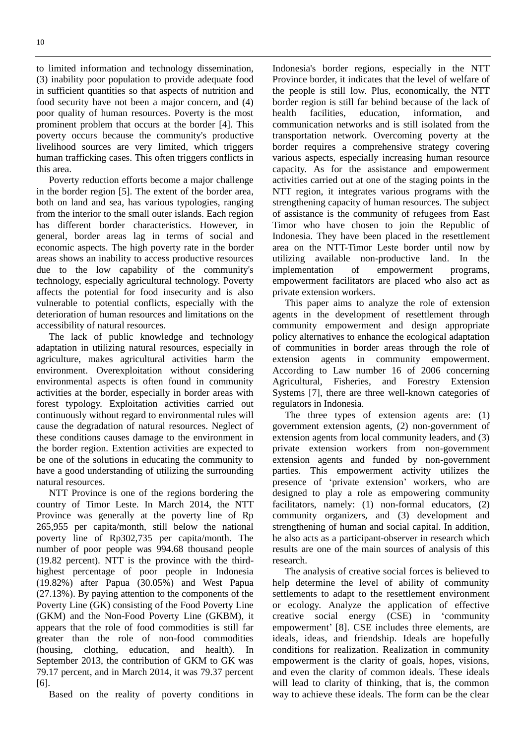to limited information and technology dissemination, (3) inability poor population to provide adequate food in sufficient quantities so that aspects of nutrition and food security have not been a major concern, and (4) poor quality of human resources. Poverty is the most prominent problem that occurs at the border [4]. This poverty occurs because the community's productive livelihood sources are very limited, which triggers human trafficking cases. This often triggers conflicts in this area.

Poverty reduction efforts become a major challenge in the border region [5]. The extent of the border area, both on land and sea, has various typologies, ranging from the interior to the small outer islands. Each region has different border characteristics. However, in general, border areas lag in terms of social and economic aspects. The high poverty rate in the border areas shows an inability to access productive resources due to the low capability of the community's technology, especially agricultural technology. Poverty affects the potential for food insecurity and is also vulnerable to potential conflicts, especially with the deterioration of human resources and limitations on the accessibility of natural resources.

The lack of public knowledge and technology adaptation in utilizing natural resources, especially in agriculture, makes agricultural activities harm the environment. Overexploitation without considering environmental aspects is often found in community activities at the border, especially in border areas with forest typology. Exploitation activities carried out continuously without regard to environmental rules will cause the degradation of natural resources. Neglect of these conditions causes damage to the environment in the border region. Extention activities are expected to be one of the solutions in educating the community to have a good understanding of utilizing the surrounding natural resources.

NTT Province is one of the regions bordering the country of Timor Leste. In March 2014, the NTT Province was generally at the poverty line of Rp 265,955 per capita/month, still below the national poverty line of Rp302,735 per capita/month. The number of poor people was 994.68 thousand people (19.82 percent). NTT is the province with the third-highest percentage of poor people in Indonesia (19.82%) after Papua (30.05%) and West Papua (27.13%). By paying attention to the components of the Poverty Line (GK) consisting of the Food Poverty Line (GKM) and the Non-Food Poverty Line (GKBM), it appears that the role of food commodities is still far greater than the role of non-food commodities (housing, clothing, education, and health). In September 2013, the contribution of GKM to GK was 79.17 percent, and in March 2014, it was 79.37 percent [6].

Based on the reality of poverty conditions in Indonesia's border regions, especially in the NTT Province border, it indicates that the level of welfare of the people is still low. Plus, economically, the NTT border region is still far behind because of the lack of health facilities, education, information, and communication networks and is still isolated from the transportation network. Overcoming poverty at the border requires a comprehensive strategy covering various aspects, especially increasing human resource capacity. As for the assistance and empowerment activities carried out at one of the staging points in the NTT region, it integrates various programs with the strengthening capacity of human resources. The subject of assistance is the community of refugees from East Timor who have chosen to join the Republic of Indonesia. They have been placed in the resettlement area on the NTT-Timor Leste border until now by utilizing available non-productive land. In the implementation of empowerment programs, empowerment facilitators are placed who also act as private extension workers.

This paper aims to analyze the role of extension agents in the development of resettlement through community empowerment and design appropriate policy alternatives to enhance the ecological adaptation of communities in border areas through the role of extension agents in community empowerment. According to Law number 16 of 2006 concerning Agricultural, Fisheries, and Forestry Extension Systems [7], there are three well-known categories of regulators in Indonesia.

The three types of extension agents are: (1) government extension agents, (2) non-government of extension agents from local community leaders, and (3) private extension workers from non-government extension agents and funded by non-government parties. This empowerment activity utilizes the presence of 'private extension' workers, who are designed to play a role as empowering community facilitators, namely: (1) non-formal educators, (2) community organizers, and (3) development and strengthening of human and social capital. In addition, he also acts as a participant-observer in research which results are one of the main sources of analysis of this research.

The analysis of creative social forces is believed to help determine the level of ability of community settlements to adapt to the resettlement environment or ecology. Analyze the application of effective creative social energy (CSE) in 'community empowerment' [8]. CSE includes three elements, are ideals, ideas, and friendship. Ideals are hopefully conditions for realization. Realization in community empowerment is the clarity of goals, hopes, visions, and even the clarity of common ideals. These ideals will lead to clarity of thinking, that is, the common way to achieve these ideals. The form can be the clear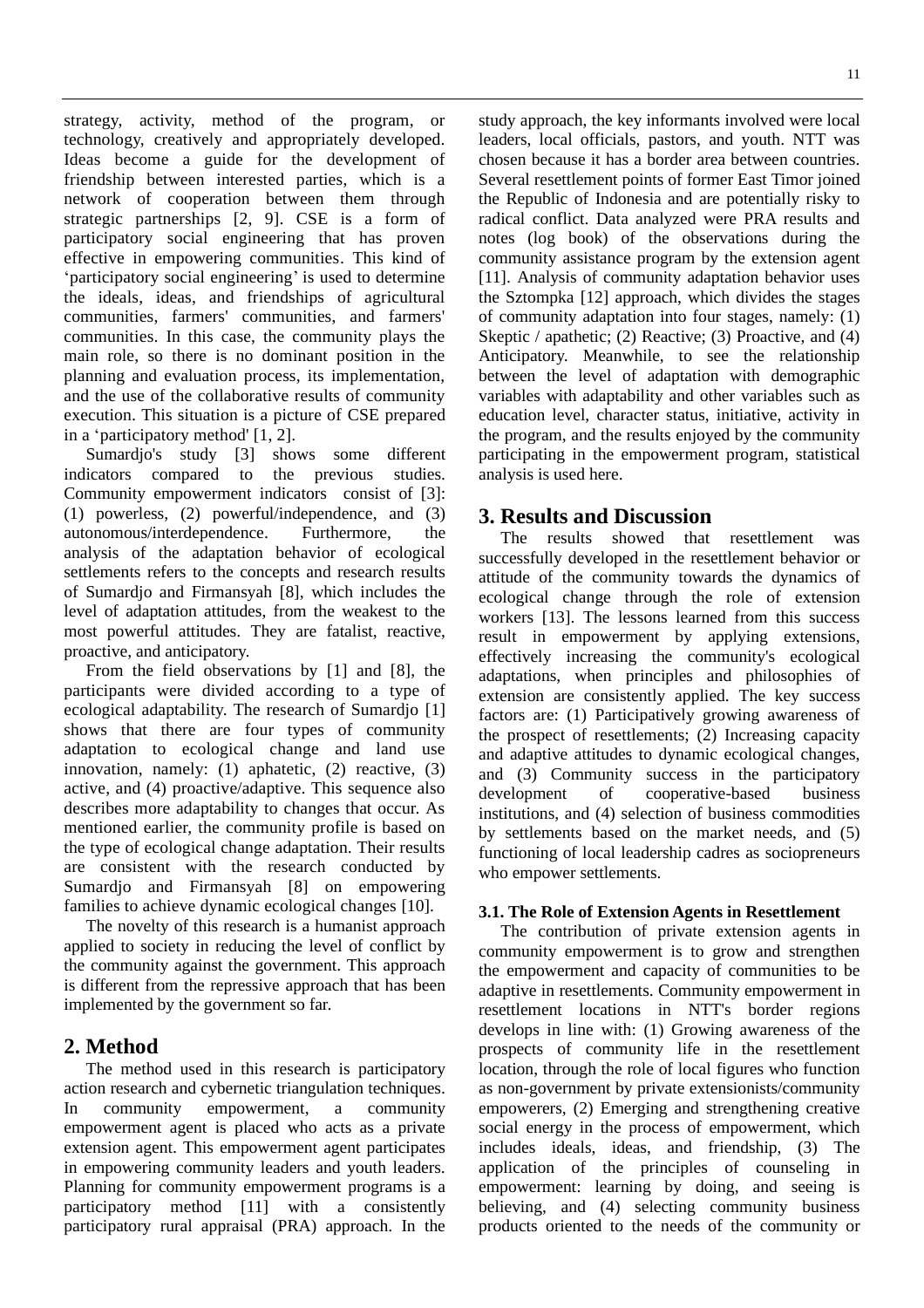strategy, activity, method of the program, or technology, creatively and appropriately developed. Ideas become a guide for the development of friendship between interested parties, which is a network of cooperation between them through strategic partnerships [2, 9]. CSE is a form of participatory social engineering that has proven effective in empowering communities. This kind of 'participatory social engineering' is used to determine the ideals, ideas, and friendships of agricultural communities, farmers' communities, and farmers' communities. In this case, the community plays the main role, so there is no dominant position in the planning and evaluation process, its implementation, and the use of the collaborative results of community execution. This situation is a picture of CSE prepared in a 'participatory method' [1, 2].

Sumardjo's study [3] shows some different indicators compared to the previous studies. Community empowerment indicators consist of [3]: (1) powerless, (2) powerful/independence, and (3) autonomous/interdependence. Furthermore, the analysis of the adaptation behavior of ecological settlements refers to the concepts and research results of Sumardjo and Firmansyah [8], which includes the level of adaptation attitudes, from the weakest to the most powerful attitudes. They are fatalist, reactive, proactive, and anticipatory.

From the field observations by [1] and [8], the participants were divided according to a type of ecological adaptability. The research of Sumardjo [1] shows that there are four types of community adaptation to ecological change and land use innovation, namely: (1) aphatetic, (2) reactive, (3) active, and (4) proactive/adaptive. This sequence also describes more adaptability to changes that occur. As mentioned earlier, the community profile is based on the type of ecological change adaptation. Their results are consistent with the research conducted by Sumardjo and Firmansyah [8] on empowering families to achieve dynamic ecological changes [10].

The novelty of this research is a humanist approach applied to society in reducing the level of conflict by the community against the government. This approach is different from the repressive approach that has been implemented by the government so far.

## 2. Method

The method used in this research is participatory action research and cybernetic triangulation techniques. In community empowerment, a community empowerment agent is placed who acts as a private extension agent. This empowerment agent participates in empowering community leaders and youth leaders. Planning for community empowerment programs is a participatory method [11] with a consistently participatory rural appraisal (PRA) approach. In the study approach, the key informants involved were local leaders, local officials, pastors, and youth. NTT was chosen because it has a border area between countries. Several resettlement points of former East Timor joined the Republic of Indonesia and are potentially risky to radical conflict. Data analyzed were PRA results and notes (log book) of the observations during the community assistance program by the extension agent [11]. Analysis of community adaptation behavior uses the Sztompka [12] approach, which divides the stages of community adaptation into four stages, namely: (1) Skeptic / apathetic; (2) Reactive; (3) Proactive, and (4) Anticipatory. Meanwhile, to see the relationship between the level of adaptation with demographic variables with adaptability and other variables such as education level, character status, initiative, activity in the program, and the results enjoyed by the community participating in the empowerment program, statistical analysis is used here.

## 3. Results and Discussion

The results showed that resettlement was successfully developed in the resettlement behavior or attitude of the community towards the dynamics of ecological change through the role of extension workers [13]. The lessons learned from this success result in empowerment by applying extensions, effectively increasing the community's ecological adaptations, when principles and philosophies of extension are consistently applied. The key success factors are: (1) Participatively growing awareness of the prospect of resettlements; (2) Increasing capacity and adaptive attitudes to dynamic ecological changes, and (3) Community success in the participatory development of cooperative-based business institutions, and (4) selection of business commodities by settlements based on the market needs, and (5) functioning of local leadership cadres as sociopreneurs who empower settlements.

### 3.1. The Role of Extension Agents in Resettlement

The contribution of private extension agents in community empowerment is to grow and strengthen the empowerment and capacity of communities to be adaptive in resettlements. Community empowerment in resettlement locations in NTT's border regions develops in line with: (1) Growing awareness of the prospects of community life in the resettlement location, through the role of local figures who function as non-government by private extensionists/community empowerers, (2) Emerging and strengthening creative social energy in the process of empowerment, which includes ideals, ideas, and friendship, (3) The application of the principles of counseling in empowerment: learning by doing, and seeing is believing, and (4) selecting community business products oriented to the needs of the community or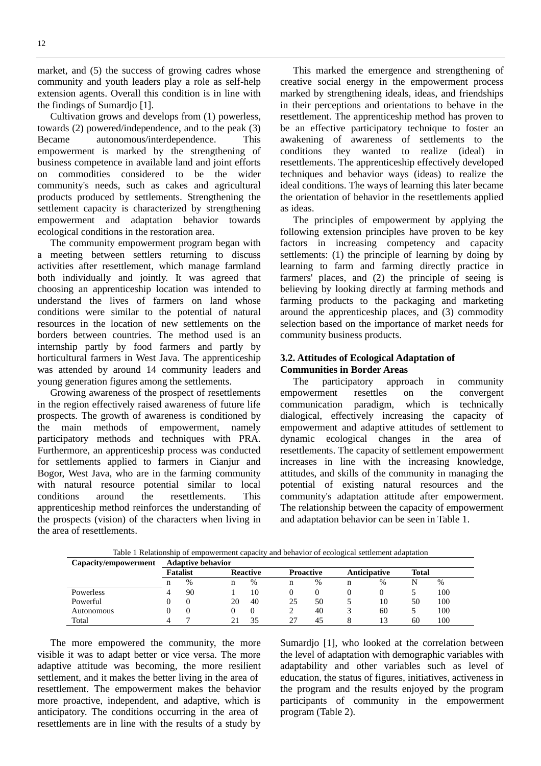market, and (5) the success of growing cadres whose community and youth leaders play a role as self-help extension agents. Overall this condition is in line with the findings of Sumardjo [1].

Cultivation grows and develops from (1) powerless, towards (2) powered/independence, and to the peak (3) Became autonomous/interdependence. This empowerment is marked by the strengthening of business competence in available land and joint efforts on commodities considered to be the wider community's needs, such as cakes and agricultural products produced by settlements. Strengthening the settlement capacity is characterized by strengthening empowerment and adaptation behavior towards ecological conditions in the restoration area.

The community empowerment program began with a meeting between settlers returning to discuss activities after resettlement, which manage farmland both individually and jointly. It was agreed that choosing an apprenticeship location was intended to understand the lives of farmers on land whose conditions were similar to the potential of natural resources in the location of new settlements on the borders between countries. The method used is an internship partly by food farmers and partly by horticultural farmers in West Java. The apprenticeship was attended by around 14 community leaders and young generation figures among the settlements.

Growing awareness of the prospect of resettlements in the region effectively raised awareness of future life prospects. The growth of awareness is conditioned by the main methods of empowerment, namely participatory methods and techniques with PRA. Furthermore, an apprenticeship process was conducted for settlements applied to farmers in Cianjur and Bogor, West Java, who are in the farming community with natural resource potential similar to local conditions around the resettlements. This apprenticeship method reinforces the understanding of the prospects (vision) of the characters when living in the area of resettlements.

This marked the emergence and strengthening of creative social energy in the empowerment process marked by strengthening ideals, ideas, and friendships in their perceptions and orientations to behave in the resettlement. The apprenticeship method has proven to be an effective participatory technique to foster an awakening of awareness of settlements to the conditions they wanted to realize (ideal) in resettlements. The apprenticeship effectively developed techniques and behavior ways (ideas) to realize the ideal conditions. The ways of learning this later became the orientation of behavior in the resettlements applied as ideas.

The principles of empowerment by applying the following extension principles have proven to be key factors in increasing competency and capacity settlements: (1) the principle of learning by doing by learning to farm and farming directly practice in farmers' places, and (2) the principle of seeing is believing by looking directly at farming methods and farming products to the packaging and marketing around the apprenticeship places, and (3) commodity selection based on the importance of market needs for community business products.

### 3.2. Attitudes of Ecological Adaptation of Communities in Border Areas

The participatory approach in community empowerment resettles on the convergent communication paradigm, which is technically dialogical, effectively increasing the capacity of empowerment and adaptive attitudes of settlement to dynamic ecological changes in the area of resettlements. The capacity of settlement empowerment increases in line with the increasing knowledge, attitudes, and skills of the community in managing the potential of existing natural resources and the community's adaptation attitude after empowerment. The relationship between the capacity of empowerment and adaptation behavior can be seen in Table 1.

Table 1 Relationship of empowerment capacity and behavior of ecological settlement adaptation

| Capacity/empowerment | Adaptive behavior | | | | | | | | | |
|---|---|---|---|---|---|---|---|---|---|---|
| | Fatalist | | Reactive | | Proactive | | Anticipative | | Total | |
| | n | % | n | % | n | % | n | % | N | % |
| Powerless | 4 | 90 | 1 | 10 | 0 | 0 | 0 | 0 | 5 | 100 |
| Powerful | 0 | 0 | 20 | 40 | 25 | 50 | 5 | 10 | 50 | 100 |
| Autonomous | 0 | 0 | 0 | 0 | 2 | 40 | 3 | 60 | 5 | 100 |
| Total | 4 | 7 | 21 | 35 | 27 | 45 | 8 | 13 | 60 | 100 |

The more empowered the community, the more visible it was to adapt better or vice versa. The more adaptive attitude was becoming, the more resilient settlement, and it makes the better living in the area of resettlement. The empowerment makes the behavior more proactive, independent, and adaptive, which is anticipatory. The conditions occurring in the area of resettlements are in line with the results of a study by Sumardjo [1], who looked at the correlation between the level of adaptation with demographic variables with adaptability and other variables such as level of education, the status of figures, initiatives, activeness in the program and the results enjoyed by the program participants of community in the empowerment program (Table 2).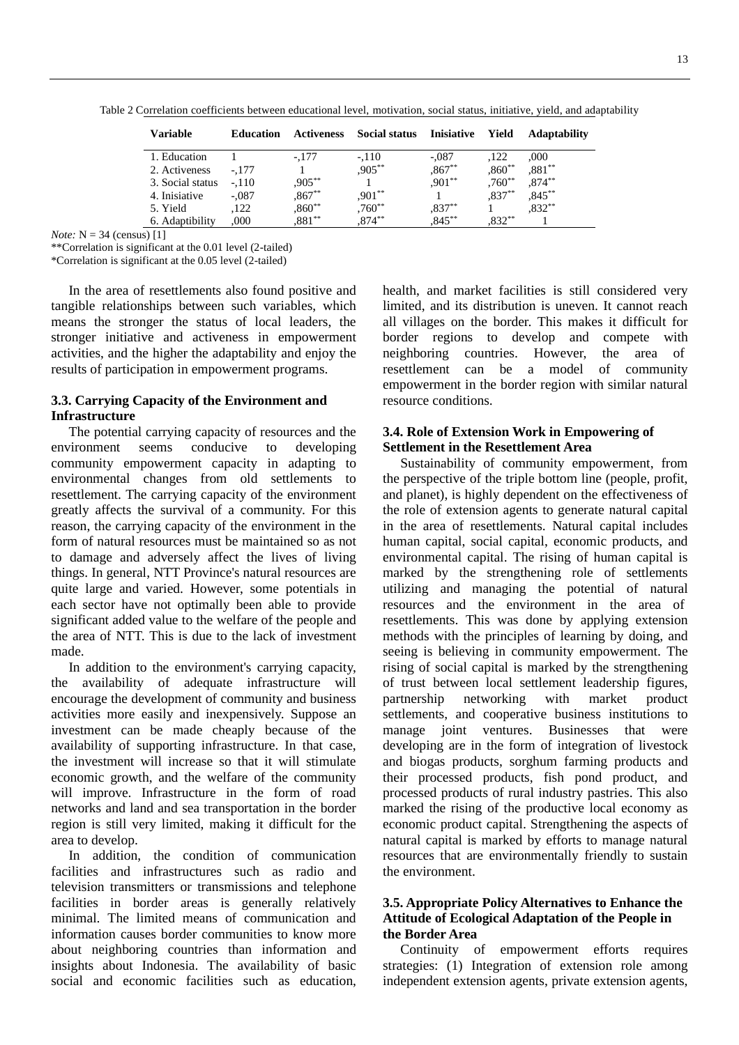Table 2 Correlation coefficients between educational level, motivation, social status, initiative, yield, and adaptability

| Variable | Education | Activeness | Social status | Inisiative | Yield | Adaptability |
|---|---|---|---|---|---|---|
| 1. Education | 1 | -,177 | -,110 | -,087 | ,122 | ,000 |
| 2. Activeness | -,177 | 1 | ,905** | ,867** | ,860** | ,881** |
| 3. Social status | -,110 | ,905** | 1 | ,901** | ,760** | ,874** |
| 4. Inisiative | -,087 | ,867** | ,901** | 1 | ,837** | ,845** |
| 5. Yield | ,122 | ,860** | ,760** | ,837** | 1 | ,832** |
| 6. Adaptibility | ,000 | ,881** | ,874** | ,845** | ,832** | 1 |

*Note:* N = 34 (census) [1]

**Correlation is significant at the 0.01 level (2-tailed)

*Correlation is significant at the 0.05 level (2-tailed)

In the area of resettlements also found positive and tangible relationships between such variables, which means the stronger the status of local leaders, the stronger initiative and activeness in empowerment activities, and the higher the adaptability and enjoy the results of participation in empowerment programs.

### 3.3. Carrying Capacity of the Environment and Infrastructure

The potential carrying capacity of resources and the environment seems conducive to developing community empowerment capacity in adapting to environmental changes from old settlements to resettlement. The carrying capacity of the environment greatly affects the survival of a community. For this reason, the carrying capacity of the environment in the form of natural resources must be maintained so as not to damage and adversely affect the lives of living things. In general, NTT Province's natural resources are quite large and varied. However, some potentials in each sector have not optimally been able to provide significant added value to the welfare of the people and the area of NTT. This is due to the lack of investment made.

In addition to the environment's carrying capacity, the availability of adequate infrastructure will encourage the development of community and business activities more easily and inexpensively. Suppose an investment can be made cheaply because of the availability of supporting infrastructure. In that case, the investment will increase so that it will stimulate economic growth, and the welfare of the community will improve. Infrastructure in the form of road networks and land and sea transportation in the border region is still very limited, making it difficult for the area to develop.

In addition, the condition of communication facilities and infrastructures such as radio and television transmitters or transmissions and telephone facilities in border areas is generally relatively minimal. The limited means of communication and information causes border communities to know more about neighboring countries than information and insights about Indonesia. The availability of basic social and economic facilities such as education, health, and market facilities is still considered very limited, and its distribution is uneven. It cannot reach all villages on the border. This makes it difficult for border regions to develop and compete with neighboring countries. However, the area of resettlement can be a model of community empowerment in the border region with similar natural resource conditions.

### 3.4. Role of Extension Work in Empowering of Settlement in the Resettlement Area

Sustainability of community empowerment, from the perspective of the triple bottom line (people, profit, and planet), is highly dependent on the effectiveness of the role of extension agents to generate natural capital in the area of resettlements. Natural capital includes human capital, social capital, economic products, and environmental capital. The rising of human capital is marked by the strengthening role of settlements utilizing and managing the potential of natural resources and the environment in the area of resettlements. This was done by applying extension methods with the principles of learning by doing, and seeing is believing in community empowerment. The rising of social capital is marked by the strengthening of trust between local settlement leadership figures, partnership networking with market product settlements, and cooperative business institutions to manage joint ventures. Businesses that were developing are in the form of integration of livestock and biogas products, sorghum farming products and their processed products, fish pond product, and processed products of rural industry pastries. This also marked the rising of the productive local economy as economic product capital. Strengthening the aspects of natural capital is marked by efforts to manage natural resources that are environmentally friendly to sustain the environment.

### 3.5. Appropriate Policy Alternatives to Enhance the Attitude of Ecological Adaptation of the People in the Border Area

Continuity of empowerment efforts requires strategies: (1) Integration of extension role among independent extension agents, private extension agents,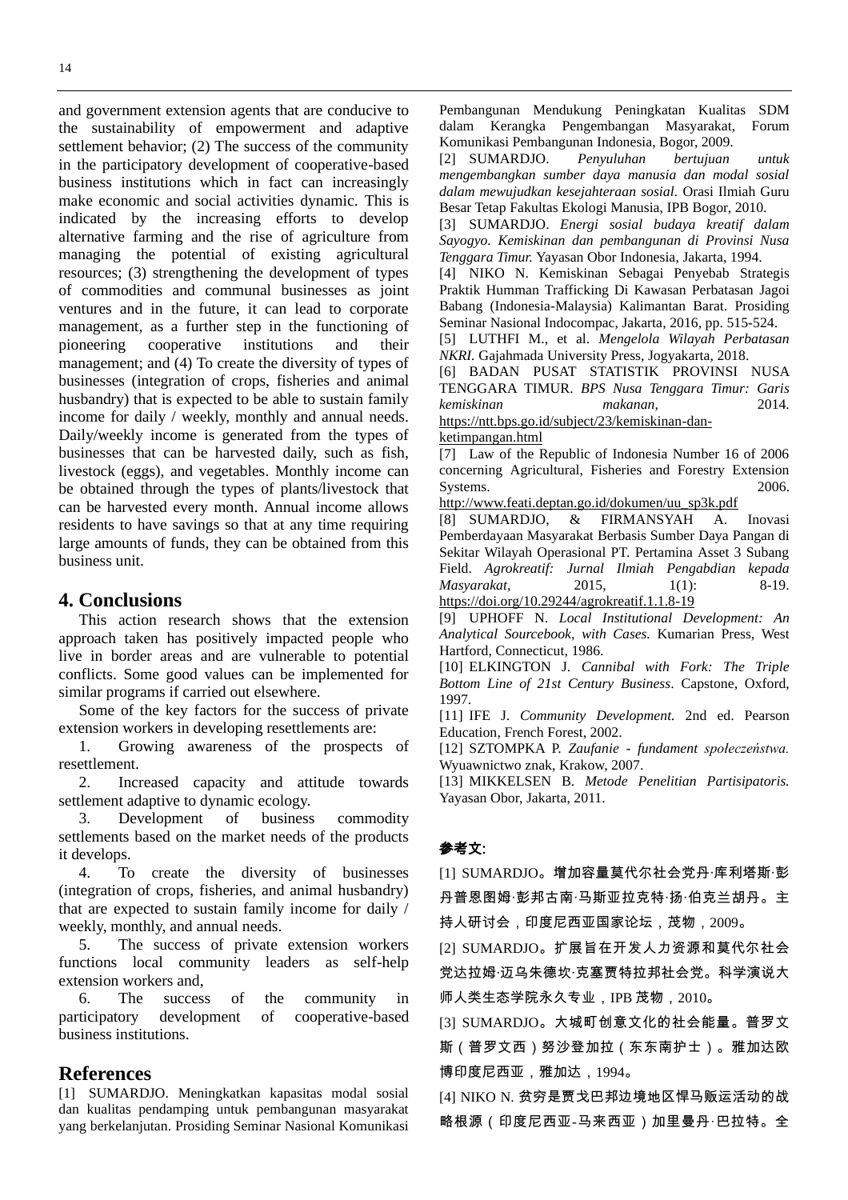and government extension agents that are conducive to the sustainability of empowerment and adaptive settlement behavior; (2) The success of the community in the participatory development of cooperative-based business institutions which in fact can increasingly make economic and social activities dynamic. This is indicated by the increasing efforts to develop alternative farming and the rise of agriculture from managing the potential of existing agricultural resources; (3) strengthening the development of types of commodities and communal businesses as joint ventures and in the future, it can lead to corporate management, as a further step in the functioning of pioneering cooperative institutions and their management; and (4) To create the diversity of types of businesses (integration of crops, fisheries and animal husbandry) that is expected to be able to sustain family income for daily / weekly, monthly and annual needs. Daily/weekly income is generated from the types of businesses that can be harvested daily, such as fish, livestock (eggs), and vegetables. Monthly income can be obtained through the types of plants/livestock that can be harvested every month. Annual income allows residents to have savings so that at any time requiring large amounts of funds, they can be obtained from this business unit.

## 4. Conclusions

This action research shows that the extension approach taken has positively impacted people who live in border areas and are vulnerable to potential conflicts. Some good values can be implemented for similar programs if carried out elsewhere.

Some of the key factors for the success of private extension workers in developing resettlements are:

1. Growing awareness of the prospects of resettlement.
2. Increased capacity and attitude towards settlement adaptive to dynamic ecology.
3. Development of business commodity settlements based on the market needs of the products it develops.
4. To create the diversity of businesses (integration of crops, fisheries, and animal husbandry) that are expected to sustain family income for daily / weekly, monthly, and annual needs.
5. The success of private extension workers functions local community leaders as self-help extension workers and,
6. The success of the community in participatory development of cooperative-based business institutions.

## References

[1] SUMARDJO. Meningkatkan kapasitas modal sosial dan kualitas pendamping untuk pembangunan masyarakat yang berkelanjutan. Prosiding Seminar Nasional Komunikasi Pembangunan Mendukung Peningkatan Kualitas SDM dalam Kerangka Pengembangan Masyarakat, Forum Komunikasi Pembangunan Indonesia, Bogor, 2009.

[2] SUMARDJO. *Penyuluhan bertujuan untuk mengembangkan sumber daya manusia dan modal sosial dalam mewujudkan kesejahteraan sosial.* Orasi Ilmiah Guru Besar Tetap Fakultas Ekologi Manusia, IPB Bogor, 2010.

[3] SUMARDJO. *Energi sosial budaya kreatif dalam Sayogyo. Kemiskinan dan pembangunan di Provinsi Nusa Tenggara Timur.* Yayasan Obor Indonesia, Jakarta, 1994.

[4] NIKO N. Kemiskinan Sebagai Penyebab Strategis Praktik Humman Trafficking Di Kawasan Perbatasan Jagoi Babang (Indonesia-Malaysia) Kalimantan Barat. Prosiding Seminar Nasional Indocompac, Jakarta, 2016, pp. 515-524.

[5] LUTHFI M., et al. *Mengelola Wilayah Perbatasan NKRI.* Gajahmada University Press, Jogyakarta, 2018.

[6] BADAN PUSAT STATISTIK PROVINSI NUSA TENGGARA TIMUR. *BPS Nusa Tenggara Timur: Garis kemiskinan makanan,* 2014. https://ntt.bps.go.id/subject/23/kemiskinan-dan-ketimpangan.html

[7] Law of the Republic of Indonesia Number 16 of 2006 concerning Agricultural, Fisheries and Forestry Extension Systems. 2006. http://www.feati.deptan.go.id/dokumen/uu_sp3k.pdf

[8] SUMARDJO, & FIRMANSYAH A. Inovasi Pemberdayaan Masyarakat Berbasis Sumber Daya Pangan di Sekitar Wilayah Operasional PT. Pertamina Asset 3 Subang Field. *Agrokreatif: Jurnal Ilmiah Pengabdian kepada Masyarakat,* 2015, 1(1): 8-19. https://doi.org/10.29244/agrokreatif.1.1.8-19

[9] UPHOFF N. *Local Institutional Development: An Analytical Sourcebook, with Cases.* Kumarian Press, West Hartford, Connecticut, 1986.

[10] ELKINGTON J. *Cannibal with Fork: The Triple Bottom Line of 21st Century Business*. Capstone, Oxford, 1997.

[11] IFE J. *Community Development.* 2nd ed. Pearson Education, French Forest, 2002.

[12] SZTOMPKA P. *Zaufanie - fundament społeczeństwa.* Wyuawnictwo znak, Krakow, 2007.

[13] MIKKELSEN B. *Metode Penelitian Partisipatoris.* Yayasan Obor, Jakarta, 2011.

**参考文:**

[1] SUMARDJO。增加容量莫代尔社会党丹·库利塔斯·彭丹普恩图姆·彭邦古南·马斯亚拉克特·扬·伯克兰胡丹。主持人研讨会，印度尼西亚国家论坛，茂物，2009。

[2] SUMARDJO。扩展旨在开发人力资源和莫代尔社会党达拉姆·迈乌朱德坎·克塞贾特拉邦社会党。科学演说大师人类生态学院永久专业，IPB 茂物，2010。

[3] SUMARDJO。大城町创意文化的社会能量。普罗文斯（普罗文西）努沙登加拉（东东南护士）。雅加达欧博印度尼西亚，雅加达，1994。

[4] NIKO N. 贫穷是贾戈巴邦边境地区悍马贩运活动的战略根源（印度尼西亚-马来西亚）加里曼丹·巴拉特。全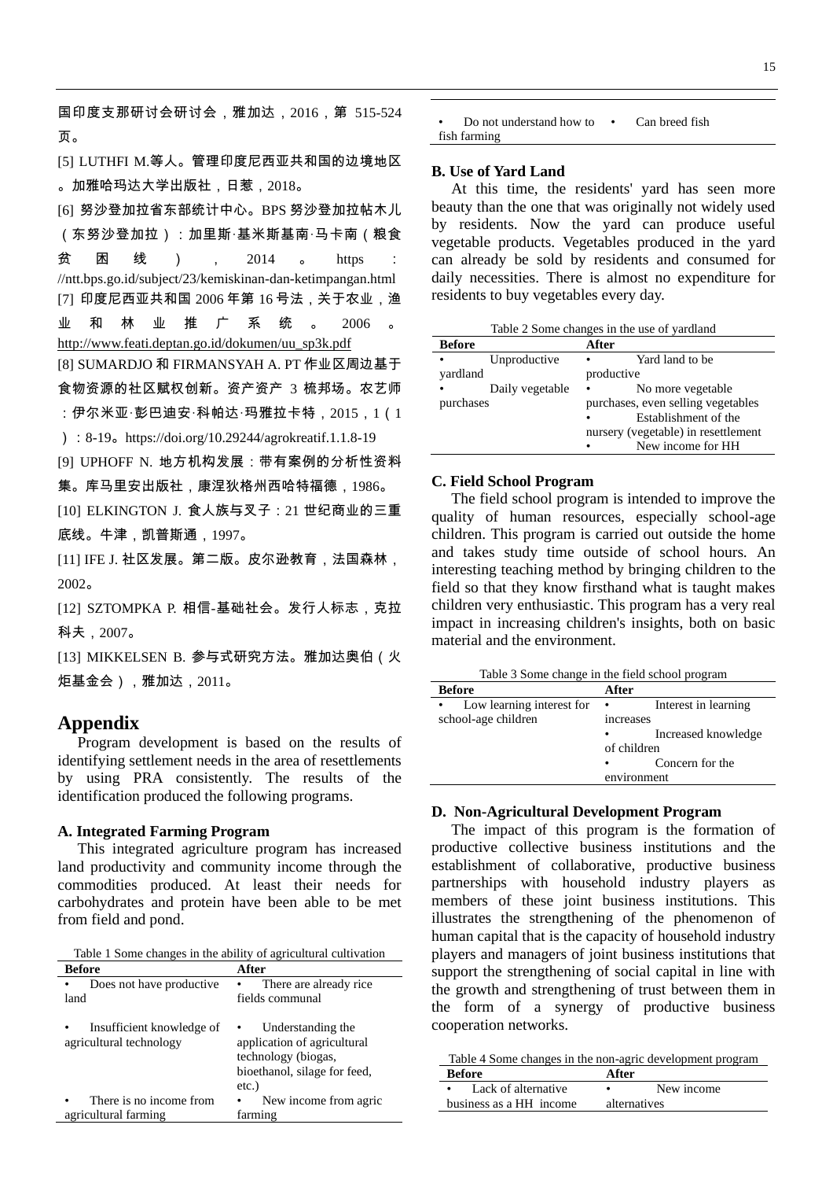国印度支那研讨会研讨会，雅加达，2016，第 515-524 页。

[5] LUTHFI M.等人。管理印度尼西亚共和国的边境地区。加雅哈玛达大学出版社，日惹，2018。

[6] 努沙登加拉省东部统计中心。BPS 努沙登加拉帖木儿（东努沙登加拉）：加里斯·基米斯基南·马卡南（粮食贫困线），2014。https://ntt.bps.go.id/subject/23/kemiskinan-dan-ketimpangan.html

[7] 印度尼西亚共和国 2006 年第 16 号法，关于农业，渔业和林业推广系统。2006。http://www.featі.deptan.go.id/dokumen/uu_sp3k.pdf

[8] SUMARDJO 和 FIRMANSYAH A. PT 作业区周边基于食物资源的社区赋权创新。资产资产 3 梳邦场。农艺师：伊尔米亚·彭巴迪安·科帕达·玛雅拉卡特，2015，1（1）：8-19。https://doi.org/10.29244/agrokreatif.1.1.8-19

[9] UPHOFF N. 地方机构发展：带有案例的分析性资料集。库马里安出版社，康涅狄格州西哈特福德，1986。

[10] ELKINGTON J. 食人族与叉子：21 世纪商业的三重底线。牛津，凯普斯通，1997。

[11] IFE J. 社区发展。第二版。皮尔逊教育，法国森林，2002。

[12] SZTOMPKA P. 相信-基础社会。发行人标志，克拉科夫，2007。

[13] MIKKELSEN B. 参与式研究方法。雅加达奥伯（火炬基金会），雅加达，2011。

## Appendix

Program development is based on the results of identifying settlement needs in the area of resettlements by using PRA consistently. The results of the identification produced the following programs.

### A. Integrated Farming Program

This integrated agriculture program has increased land productivity and community income through the commodities produced. At least their needs for carbohydrates and protein have been able to be met from field and pond.

Table 1 Some changes in the ability of agricultural cultivation

| Before | After |
|---|---|
| • Does not have productive land | • There are already rice fields communal |
| • Insufficient knowledge of agricultural technology | • Understanding the application of agricultural technology (biogas, bioethanol, silage for feed, etc.) |
| • There is no income from agricultural farming | • New income from agric farming |
| • Do not understand how to fish farming | • Can breed fish |

### B. Use of Yard Land

At this time, the residents' yard has seen more beauty than the one that was originally not widely used by residents. Now the yard can produce useful vegetable products. Vegetables produced in the yard can already be sold by residents and consumed for daily necessities. There is almost no expenditure for residents to buy vegetables every day.

Table 2 Some changes in the use of yardland

| Before | After |
|---|---|
| • Unproductive yardland | • Yard land to be productive |
| • Daily vegetable purchases | • No more vegetable purchases, even selling vegetables<br>• Establishment of the nursery (vegetable) in resettlement<br>• New income for HH |

### C. Field School Program

The field school program is intended to improve the quality of human resources, especially school-age children. This program is carried out outside the home and takes study time outside of school hours. An interesting teaching method by bringing children to the field so that they know firsthand what is taught makes children very enthusiastic. This program has a very real impact in increasing children's insights, both on basic material and the environment.

Table 3 Some change in the field school program

| Before | After |
|---|---|
| • Low learning interest for school-age children | • Interest in learning increases<br>• Increased knowledge of children<br>• Concern for the environment |

### D. Non-Agricultural Development Program

The impact of this program is the formation of productive collective business institutions and the establishment of collaborative, productive business partnerships with household industry players as members of these joint business institutions. This illustrates the strengthening of the phenomenon of human capital that is the capacity of household industry players and managers of joint business institutions that support the strengthening of social capital in line with the growth and strengthening of trust between them in the form of a synergy of productive business cooperation networks.

Table 4 Some changes in the non-agric development program

| Before | After |
|---|---|
| • Lack of alternative business as a HH income | • New income alternatives |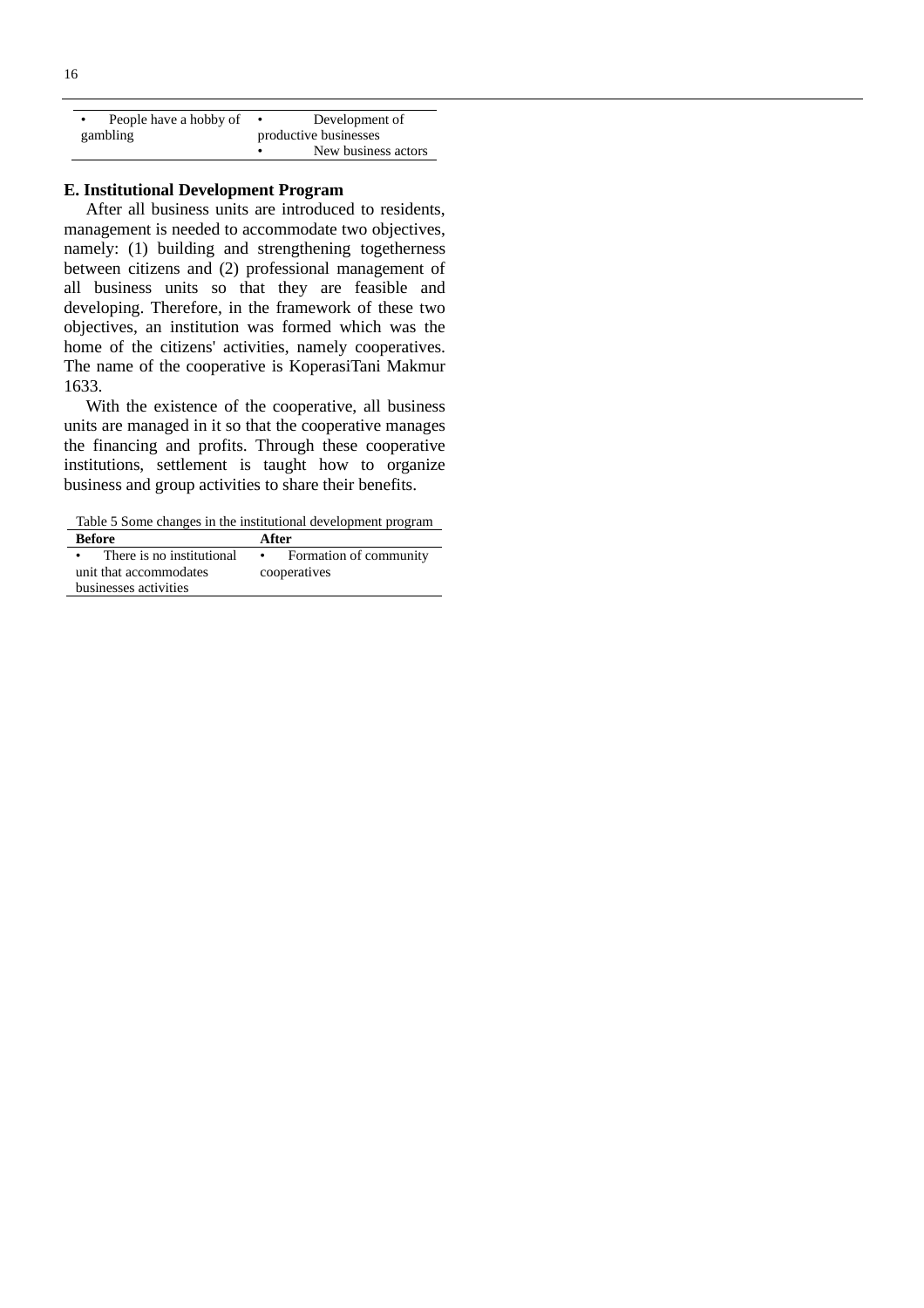| | |
|---|---|
| • People have a hobby of gambling | • Development of productive businesses<br>• New business actors |

**E. Institutional Development Program**

After all business units are introduced to residents, management is needed to accommodate two objectives, namely: (1) building and strengthening togetherness between citizens and (2) professional management of all business units so that they are feasible and developing. Therefore, in the framework of these two objectives, an institution was formed which was the home of the citizens' activities, namely cooperatives. The name of the cooperative is KoperasiTani Makmur 1633.

With the existence of the cooperative, all business units are managed in it so that the cooperative manages the financing and profits. Through these cooperative institutions, settlement is taught how to organize business and group activities to share their benefits.

Table 5 Some changes in the institutional development program

| Before | After |
|---|---|
| • There is no institutional unit that accommodates businesses activities | • Formation of community cooperatives |